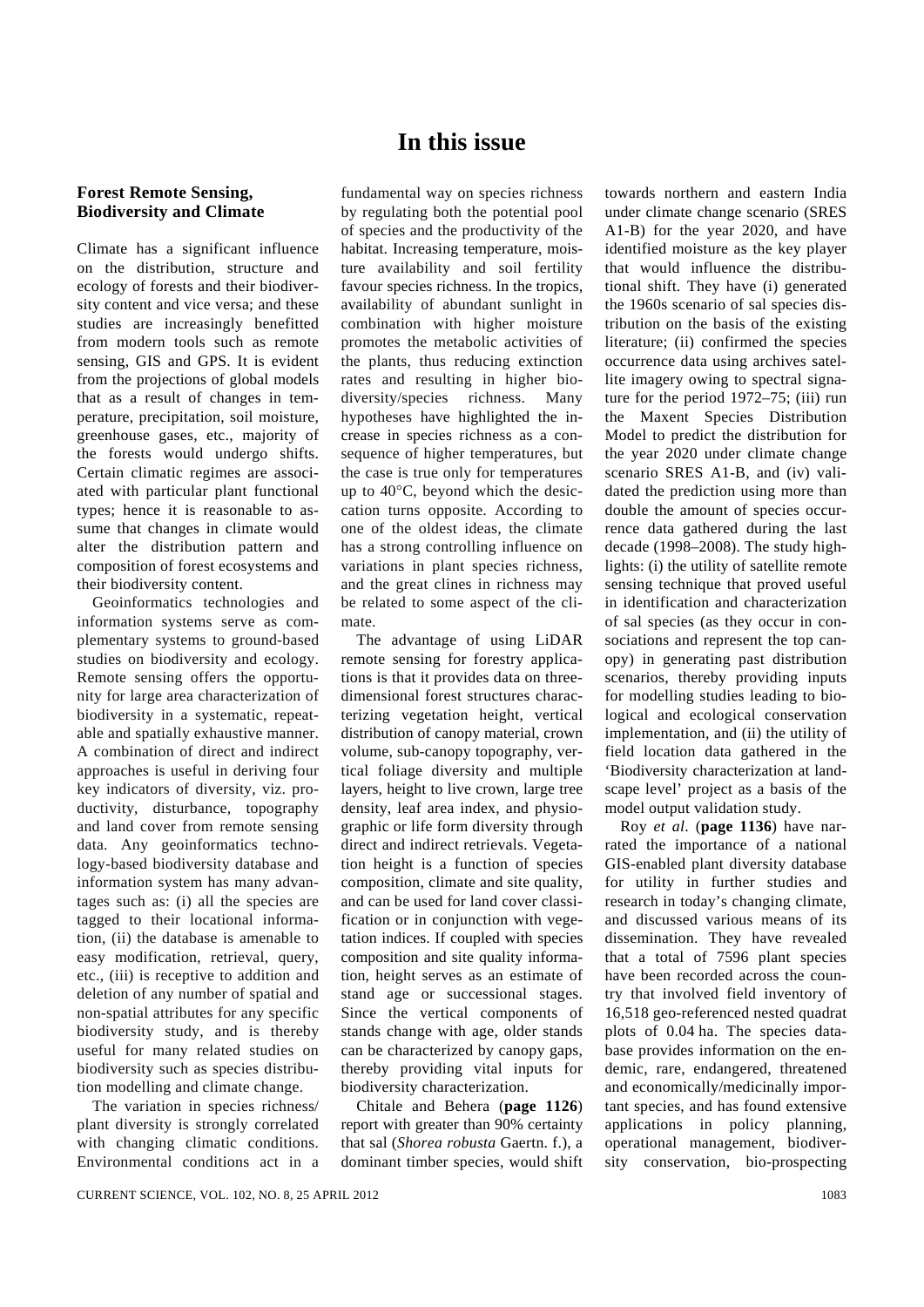# In this issue

## Forest Remote Sensing, Biodiversity and Climate

Climate has a significant influence on the distribution, structure and ecology of forests and their biodiversity content and vice versa; and these studies are increasingly benefitted from modern tools such as remote sensing, GIS and GPS. It is evident from the projections of global models that as a result of changes in temperature, precipitation, soil moisture, greenhouse gases, etc., majority of the forests would undergo shifts. Certain climatic regimes are associated with particular plant functional types; hence it is reasonable to assume that changes in climate would alter the distribution pattern and composition of forest ecosystems and their biodiversity content.

Geoinformatics technologies and information systems serve as complementary systems to ground-based studies on biodiversity and ecology. Remote sensing offers the opportunity for large area characterization of biodiversity in a systematic, repeatable and spatially exhaustive manner. A combination of direct and indirect approaches is useful in deriving four key indicators of diversity, viz. productivity, disturbance, topography and land cover from remote sensing data. Any geoinformatics technology-based biodiversity database and information system has many advantages such as: (i) all the species are tagged to their locational information, (ii) the database is amenable to easy modification, retrieval, query, etc., (iii) is receptive to addition and deletion of any number of spatial and non-spatial attributes for any specific biodiversity study, and is thereby useful for many related studies on biodiversity such as species distribution modelling and climate change.

The variation in species richness/plant diversity is strongly correlated with changing climatic conditions. Environmental conditions act in a fundamental way on species richness by regulating both the potential pool of species and the productivity of the habitat. Increasing temperature, moisture availability and soil fertility favour species richness. In the tropics, availability of abundant sunlight in combination with higher moisture promotes the metabolic activities of the plants, thus reducing extinction rates and resulting in higher biodiversity/species richness. Many hypotheses have highlighted the increase in species richness as a consequence of higher temperatures, but the case is true only for temperatures up to 40°C, beyond which the desiccation turns opposite. According to one of the oldest ideas, the climate has a strong controlling influence on variations in plant species richness, and the great clines in richness may be related to some aspect of the climate.

The advantage of using LiDAR remote sensing for forestry applications is that it provides data on three-dimensional forest structures characterizing vegetation height, vertical distribution of canopy material, crown volume, sub-canopy topography, vertical foliage diversity and multiple layers, height to live crown, large tree density, leaf area index, and physiographic or life form diversity through direct and indirect retrievals. Vegetation height is a function of species composition, climate and site quality, and can be used for land cover classification or in conjunction with vegetation indices. If coupled with species composition and site quality information, height serves as an estimate of stand age or successional stages. Since the vertical components of stands change with age, older stands can be characterized by canopy gaps, thereby providing vital inputs for biodiversity characterization.

Chitale and Behera (**page 1126**) report with greater than 90% certainty that sal (*Shorea robusta* Gaertn. f.), a dominant timber species, would shift towards northern and eastern India under climate change scenario (SRES A1-B) for the year 2020, and have identified moisture as the key player that would influence the distributional shift. They have (i) generated the 1960s scenario of sal species distribution on the basis of the existing literature; (ii) confirmed the species occurrence data using archives satellite imagery owing to spectral signature for the period 1972–75; (iii) run the Maxent Species Distribution Model to predict the distribution for the year 2020 under climate change scenario SRES A1-B, and (iv) validated the prediction using more than double the amount of species occurrence data gathered during the last decade (1998–2008). The study highlights: (i) the utility of satellite remote sensing technique that proved useful in identification and characterization of sal species (as they occur in consociations and represent the top canopy) in generating past distribution scenarios, thereby providing inputs for modelling studies leading to biological and ecological conservation implementation, and (ii) the utility of field location data gathered in the 'Biodiversity characterization at landscape level' project as a basis of the model output validation study.

Roy *et al*. (**page 1136**) have narrated the importance of a national GIS-enabled plant diversity database for utility in further studies and research in today's changing climate, and discussed various means of its dissemination. They have revealed that a total of 7596 plant species have been recorded across the country that involved field inventory of 16,518 geo-referenced nested quadrat plots of 0.04 ha. The species database provides information on the endemic, rare, endangered, threatened and economically/medicinally important species, and has found extensive applications in policy planning, operational management, biodiversity conservation, bio-prospecting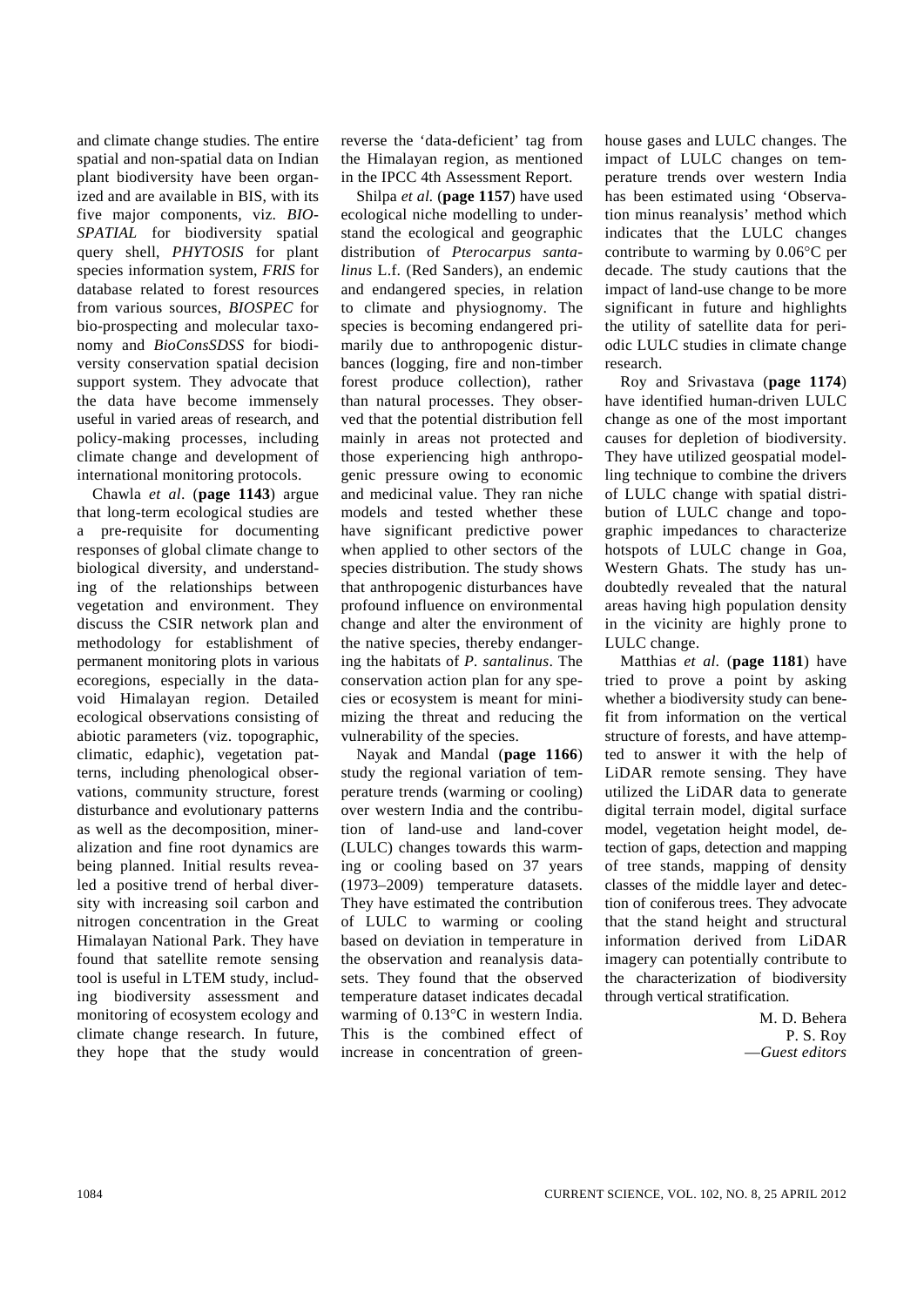and climate change studies. The entire spatial and non-spatial data on Indian plant biodiversity have been organized and are available in BIS, with its five major components, viz. *BIO-SPATIAL* for biodiversity spatial query shell, *PHYTOSIS* for plant species information system, *FRIS* for database related to forest resources from various sources, *BIOSPEC* for bio-prospecting and molecular taxonomy and *BioConsSDSS* for biodiversity conservation spatial decision support system. They advocate that the data have become immensely useful in varied areas of research, and policy-making processes, including climate change and development of international monitoring protocols.

Chawla *et al*. (**page 1143**) argue that long-term ecological studies are a pre-requisite for documenting responses of global climate change to biological diversity, and understanding of the relationships between vegetation and environment. They discuss the CSIR network plan and methodology for establishment of permanent monitoring plots in various ecoregions, especially in the data-void Himalayan region. Detailed ecological observations consisting of abiotic parameters (viz. topographic, climatic, edaphic), vegetation patterns, including phenological observations, community structure, forest disturbance and evolutionary patterns as well as the decomposition, mineralization and fine root dynamics are being planned. Initial results revealed a positive trend of herbal diversity with increasing soil carbon and nitrogen concentration in the Great Himalayan National Park. They have found that satellite remote sensing tool is useful in LTEM study, including biodiversity assessment and monitoring of ecosystem ecology and climate change research. In future, they hope that the study would reverse the 'data-deficient' tag from the Himalayan region, as mentioned in the IPCC 4th Assessment Report.

Shilpa *et al.* (**page 1157**) have used ecological niche modelling to understand the ecological and geographic distribution of *Pterocarpus santalinus* L.f. (Red Sanders), an endemic and endangered species, in relation to climate and physiognomy. The species is becoming endangered primarily due to anthropogenic disturbances (logging, fire and non-timber forest produce collection), rather than natural processes. They observed that the potential distribution fell mainly in areas not protected and those experiencing high anthropogenic pressure owing to economic and medicinal value. They ran niche models and tested whether these have significant predictive power when applied to other sectors of the species distribution. The study shows that anthropogenic disturbances have profound influence on environmental change and alter the environment of the native species, thereby endangering the habitats of *P. santalinus*. The conservation action plan for any species or ecosystem is meant for minimizing the threat and reducing the vulnerability of the species.

Nayak and Mandal (**page 1166**) study the regional variation of temperature trends (warming or cooling) over western India and the contribution of land-use and land-cover (LULC) changes towards this warming or cooling based on 37 years (1973–2009) temperature datasets. They have estimated the contribution of LULC to warming or cooling based on deviation in temperature in the observation and reanalysis datasets. They found that the observed temperature dataset indicates decadal warming of 0.13°C in western India. This is the combined effect of increase in concentration of greenhouse gases and LULC changes. The impact of LULC changes on temperature trends over western India has been estimated using 'Observation minus reanalysis' method which indicates that the LULC changes contribute to warming by 0.06°C per decade. The study cautions that the impact of land-use change to be more significant in future and highlights the utility of satellite data for periodic LULC studies in climate change research.

Roy and Srivastava (**page 1174**) have identified human-driven LULC change as one of the most important causes for depletion of biodiversity. They have utilized geospatial modelling technique to combine the drivers of LULC change with spatial distribution of LULC change and topographic impedances to characterize hotspots of LULC change in Goa, Western Ghats. The study has undoubtedly revealed that the natural areas having high population density in the vicinity are highly prone to LULC change.

Matthias *et al.* (**page 1181**) have tried to prove a point by asking whether a biodiversity study can benefit from information on the vertical structure of forests, and have attempted to answer it with the help of LiDAR remote sensing. They have utilized the LiDAR data to generate digital terrain model, digital surface model, vegetation height model, detection of gaps, detection and mapping of tree stands, mapping of density classes of the middle layer and detection of coniferous trees. They advocate that the stand height and structural information derived from LiDAR imagery can potentially contribute to the characterization of biodiversity through vertical stratification.

M. D. Behera
P. S. Roy
—*Guest editors*